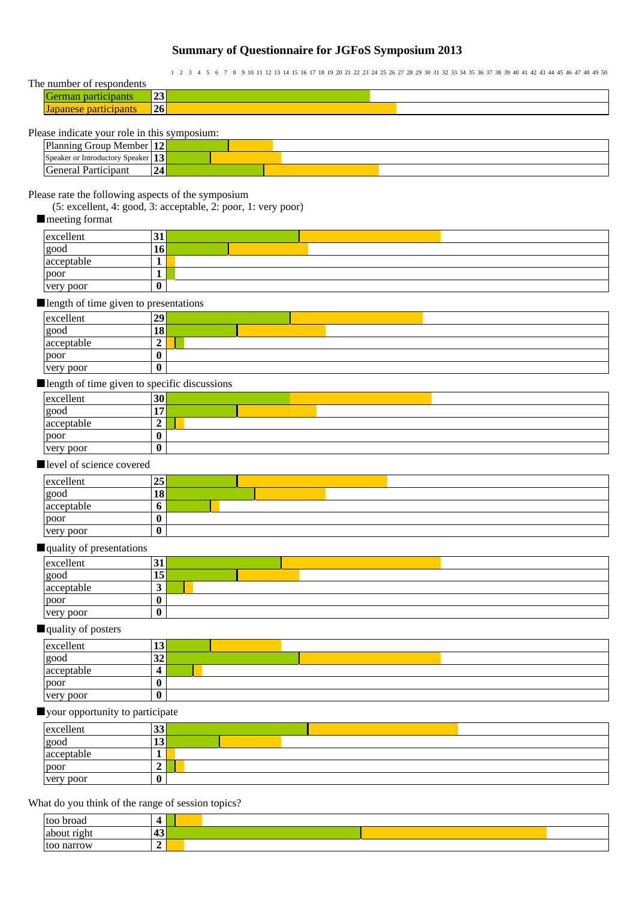# Summary of Questionnaire for JGFoS Symposium 2013

The number of respondents

| | |
|---|---|
| German participants | 23 |
| Japanese participants | 26 |

Please indicate your role in this symposium:

| | |
|---|---|
| Planning Group Member | 12 |
| Speaker or Introductory Speaker | 13 |
| General Participant | 24 |

Please rate the following aspects of the symposium
(5: excellent, 4: good, 3: acceptable, 2: poor, 1: very poor)

■meeting format

| | |
|---|---|
| excellent | 31 |
| good | 16 |
| acceptable | 1 |
| poor | 1 |
| very poor | 0 |

■length of time given to presentations

| | |
|---|---|
| excellent | 29 |
| good | 18 |
| acceptable | 2 |
| poor | 0 |
| very poor | 0 |

■length of time given to specific discussions

| | |
|---|---|
| excellent | 30 |
| good | 17 |
| acceptable | 2 |
| poor | 0 |
| very poor | 0 |

■level of science covered

| | |
|---|---|
| excellent | 25 |
| good | 18 |
| acceptable | 6 |
| poor | 0 |
| very poor | 0 |

■quality of presentations

| | |
|---|---|
| excellent | 31 |
| good | 15 |
| acceptable | 3 |
| poor | 0 |
| very poor | 0 |

■quality of posters

| | |
|---|---|
| excellent | 13 |
| good | 32 |
| acceptable | 4 |
| poor | 0 |
| very poor | 0 |

■your opportunity to participate

| | |
|---|---|
| excellent | 33 |
| good | 13 |
| acceptable | 1 |
| poor | 2 |
| very poor | 0 |

What do you think of the range of session topics?

| | |
|---|---|
| too broad | 4 |
| about right | 43 |
| too narrow | 2 |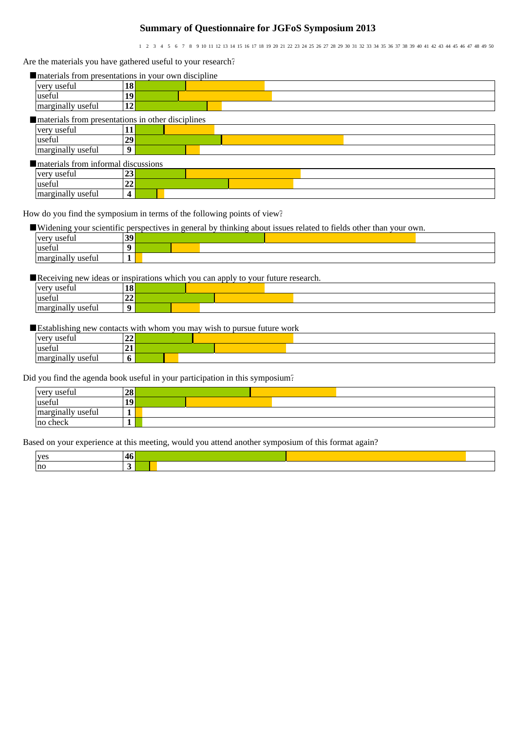# Summary of Questionnaire for JGFoS Symposium 2013

1 2 3 4 5 6 7 8 9 10 11 12 13 14 15 16 17 18 19 20 21 22 23 24 25 26 27 28 29 30 31 32 33 34 35 36 37 38 39 40 41 42 43 44 45 46 47 48 49 50

Are the materials you have gathered useful to your research?

■materials from presentations in your own discipline

very useful 18
useful 19
marginally useful 12

■materials from presentations in other disciplines

very useful 11
useful 29
marginally useful 9

■materials from informal discussions

very useful 23
useful 22
marginally useful 4

How do you find the symposium in terms of the following points of view?

■Widening your scientific perspectives in general by thinking about issues related to fields other than your own.

very useful 39
useful 9
marginally useful 1

■Receiving new ideas or inspirations which you can apply to your future research.

very useful 18
useful 22
marginally useful 9

■Establishing new contacts with whom you may wish to pursue future work

very useful 22
useful 21
marginally useful 6

Did you find the agenda book useful in your participation in this symposium?

very useful 28
useful 19
marginally useful 1
no check 1

Based on your experience at this meeting, would you attend another symposium of this format again?

yes 46
no 3